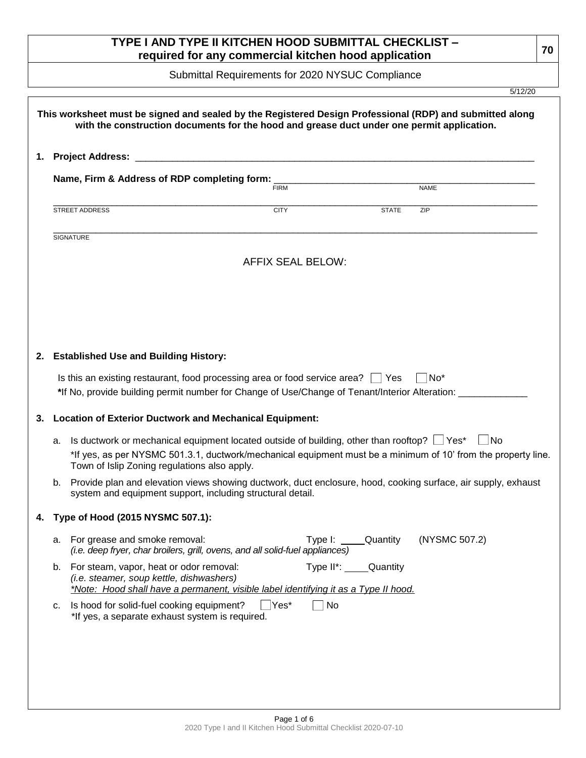# TYPE I AND TYPE II KITCHEN HOOD SUBMITTAL CHECKLIST – required for any commercial kitchen hood application

**70**

Submittal Requirements for 2020 NYSUC Compliance

5/12/20

**This worksheet must be signed and sealed by the Registered Design Professional (RDP) and submitted along with the construction documents for the hood and grease duct under one permit application.**

**1. Project Address:** ______________________________________________________________________________

**Name, Firm & Address of RDP completing form:** ______________________________________________________
FIRM NAME

_______________________________________________________________________________________________
STREET ADDRESS CITY STATE ZIP

_______________________________________________________________________________________________
SIGNATURE

AFFIX SEAL BELOW:

**2. Established Use and Building History:**

Is this an existing restaurant, food processing area or food service area? ☐ Yes ☐ No*

***If No, provide building permit number for Change of Use/Change of Tenant/Interior Alteration:** _____________

**3. Location of Exterior Ductwork and Mechanical Equipment:**

a. Is ductwork or mechanical equipment located outside of building, other than rooftop? ☐ Yes* ☐ No
*If yes, as per NYSMC 501.3.1, ductwork/mechanical equipment must be a minimum of 10' from the property line. Town of Islip Zoning regulations also apply.

b. Provide plan and elevation views showing ductwork, duct enclosure, hood, cooking surface, air supply, exhaust system and equipment support, including structural detail.

**4. Type of Hood (2015 NYSMC 507.1):**

a. For grease and smoke removal: Type I: _____Quantity (NYSMC 507.2)
*(i.e. deep fryer, char broilers, grill, ovens, and all solid-fuel appliances)*

b. For steam, vapor, heat or odor removal: Type II*: _____Quantity
*(i.e. steamer, soup kettle, dishwashers)*
*\*Note: Hood shall have a permanent, visible label identifying it as a Type II hood.*

c. Is hood for solid-fuel cooking equipment? ☐ Yes* ☐ No
*If yes, a separate exhaust system is required.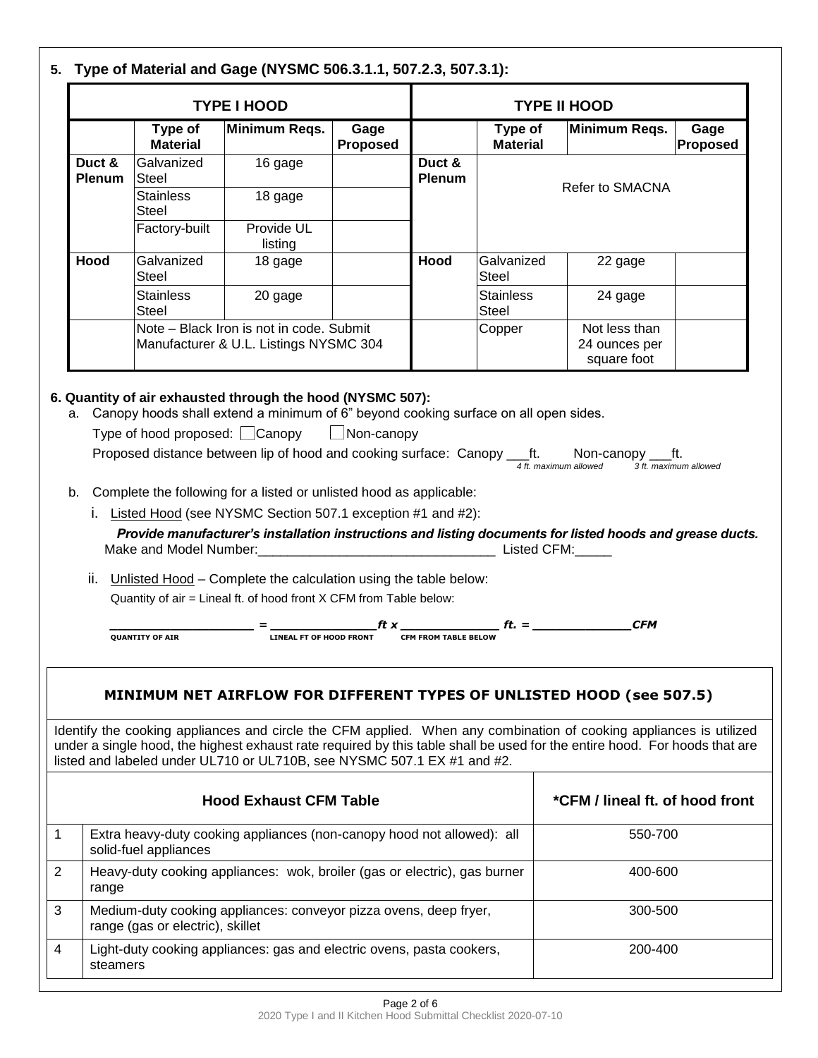## 5. Type of Material and Gage (NYSMC 506.3.1.1, 507.2.3, 507.3.1):

| TYPE I HOOD | | | | TYPE II HOOD | | | |
|---|---|---|---|---|---|---|---|
| | **Type of Material** | **Minimum Reqs.** | **Gage Proposed** | | **Type of Material** | **Minimum Reqs.** | **Gage Proposed** |
| **Duct & Plenum** | Galvanized Steel | 16 gage | | **Duct & Plenum** | Refer to SMACNA | | |
| | Stainless Steel | 18 gage | | | | | |
| | Factory-built | Provide UL listing | | | | | |
| **Hood** | Galvanized Steel | 18 gage | | **Hood** | Galvanized Steel | 22 gage | |
| | Stainless Steel | 20 gage | | | Stainless Steel | 24 gage | |
| | Note – Black Iron is not in code. Submit Manufacturer & U.L. Listings NYSMC 304 | | | | Copper | Not less than 24 ounces per square foot | |

## 6. Quantity of air exhausted through the hood (NYSMC 507):

a. Canopy hoods shall extend a minimum of 6" beyond cooking surface on all open sides.

Type of hood proposed: ☐ Canopy ☐ Non-canopy

Proposed distance between lip of hood and cooking surface: Canopy ___ft. (*4 ft. maximum allowed*) Non-canopy ___ft. (*3 ft. maximum allowed*)

b. Complete the following for a listed or unlisted hood as applicable:

i. Listed Hood (see NYSMC Section 507.1 exception #1 and #2):

***Provide manufacturer's installation instructions and listing documents for listed hoods and grease ducts.***

Make and Model Number:________________________________ Listed CFM:_____

ii. Unlisted Hood – Complete the calculation using the table below:

Quantity of air = Lineal ft. of hood front X CFM from Table below:

____________________ = ______________*ft x* _____________ *ft. =* _____________*CFM*

QUANTITY OF AIR — LINEAL FT OF HOOD FRONT — CFM FROM TABLE BELOW

### MINIMUM NET AIRFLOW FOR DIFFERENT TYPES OF UNLISTED HOOD (see 507.5)

Identify the cooking appliances and circle the CFM applied. When any combination of cooking appliances is utilized under a single hood, the highest exhaust rate required by this table shall be used for the entire hood. For hoods that are listed and labeled under UL710 or UL710B, see NYSMC 507.1 EX #1 and #2.

| | **Hood Exhaust CFM Table** | **\*CFM / lineal ft. of hood front** |
|---|---|---|
| 1 | Extra heavy-duty cooking appliances (non-canopy hood not allowed): all solid-fuel appliances | 550-700 |
| 2 | Heavy-duty cooking appliances: wok, broiler (gas or electric), gas burner range | 400-600 |
| 3 | Medium-duty cooking appliances: conveyor pizza ovens, deep fryer, range (gas or electric), skillet | 300-500 |
| 4 | Light-duty cooking appliances: gas and electric ovens, pasta cookers, steamers | 200-400 |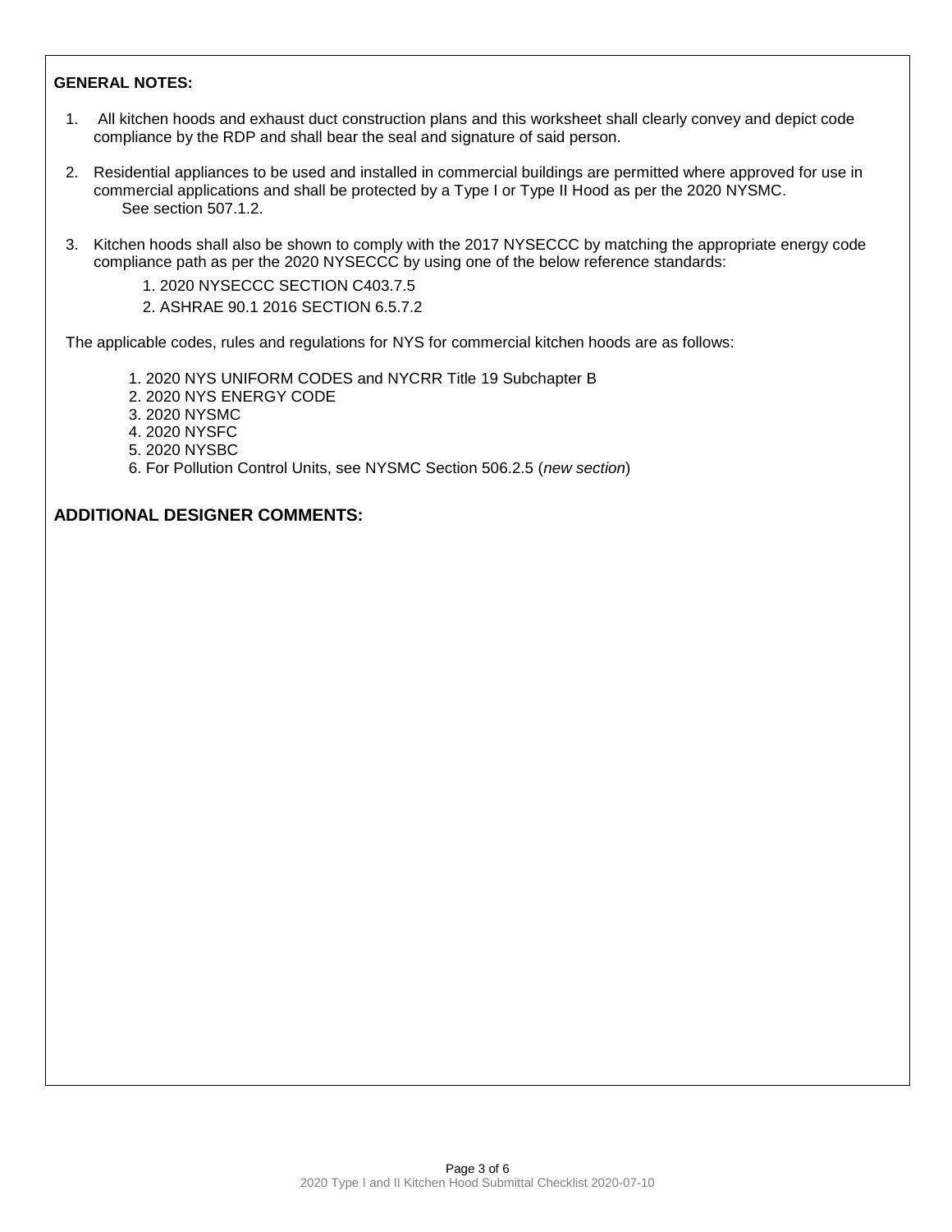**GENERAL NOTES:**

1. All kitchen hoods and exhaust duct construction plans and this worksheet shall clearly convey and depict code compliance by the RDP and shall bear the seal and signature of said person.

2. Residential appliances to be used and installed in commercial buildings are permitted where approved for use in commercial applications and shall be protected by a Type I or Type II Hood as per the 2020 NYSMC. See section 507.1.2.

3. Kitchen hoods shall also be shown to comply with the 2017 NYSECCC by matching the appropriate energy code compliance path as per the 2020 NYSECCC by using one of the below reference standards:

   1. 2020 NYSECCC SECTION C403.7.5
   2. ASHRAE 90.1 2016 SECTION 6.5.7.2

The applicable codes, rules and regulations for NYS for commercial kitchen hoods are as follows:

1. 2020 NYS UNIFORM CODES and NYCRR Title 19 Subchapter B
2. 2020 NYS ENERGY CODE
3. 2020 NYSMC
4. 2020 NYSFC
5. 2020 NYSBC
6. For Pollution Control Units, see NYSMC Section 506.2.5 (*new section*)

**ADDITIONAL DESIGNER COMMENTS:**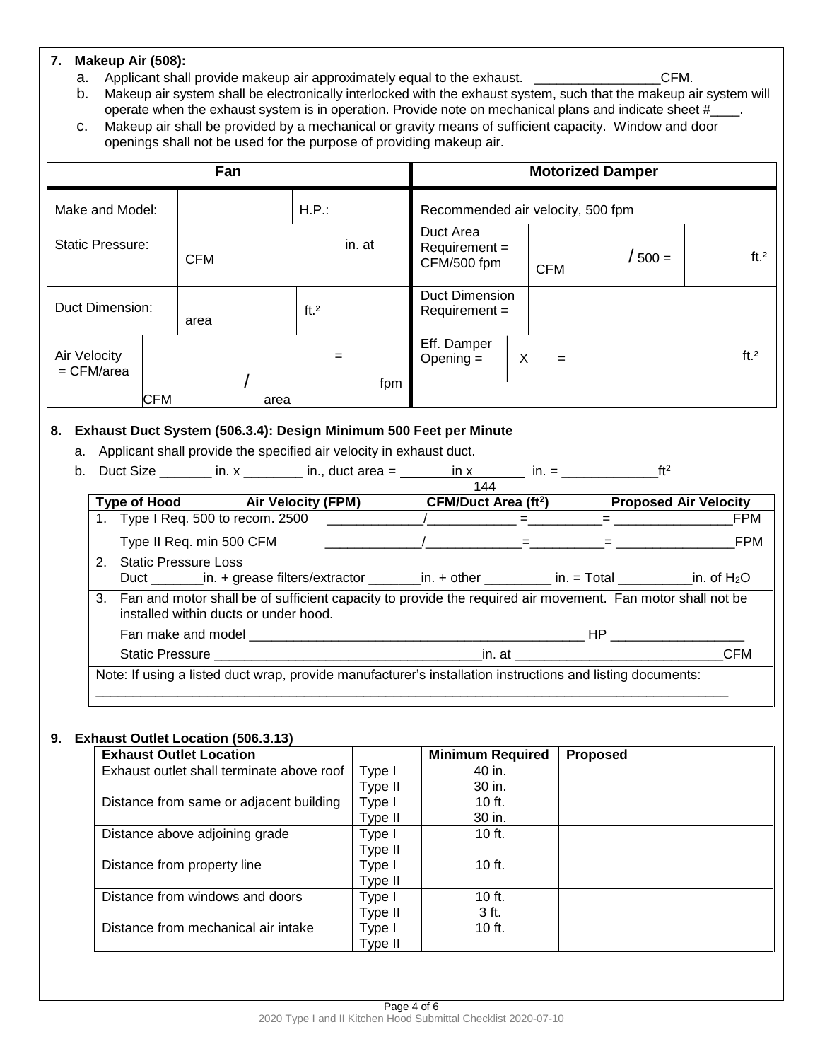**7. Makeup Air (508):**

a. Applicant shall provide makeup air approximately equal to the exhaust. _________________CFM.

b. Makeup air system shall be electronically interlocked with the exhaust system, such that the makeup air system will operate when the exhaust system is in operation. Provide note on mechanical plans and indicate sheet #____.

c. Makeup air shall be provided by a mechanical or gravity means of sufficient capacity. Window and door openings shall not be used for the purpose of providing makeup air.

| Fan | | | | Motorized Damper | | | |
|---|---|---|---|---|---|---|---|
| Make and Model: | | H.P.: | | Recommended air velocity, 500 fpm | | | |
| Static Pressure: | CFM | | in. at | Duct Area Requirement = CFM/500 fpm | CFM | / 500 = | ft.² |
| Duct Dimension: | area | ft.² | | Duct Dimension Requirement = | | | |
| Air Velocity = CFM/area | CFM / area | = | fpm | Eff. Damper Opening = | X = | | ft.² |

**8. Exhaust Duct System (506.3.4): Design Minimum 500 Feet per Minute**

a. Applicant shall provide the specified air velocity in exhaust duct.

b. Duct Size _______ in. x ________ in., duct area = $\frac{\_\_\_\_\_\_\_ \text{ in x } \_\_\_\_\_\_\_ \text{ in.}}{144}$ = _____________ft²

| Type of Hood | Air Velocity (FPM) | CFM/Duct Area (ft²) | Proposed Air Velocity |
|---|---|---|---|
| 1. Type I Req. 500 to recom. 2500 | | _____________/____________ =__________= | ________________FPM |
| Type II Req. min 500 CFM | | _____________/_____________=__________= | ________________FPM |
| 2. Static Pressure Loss<br>Duct _______in. + grease filters/extractor _______in. + other _________ in. = Total __________in. of $H_2O$ | | | |
| 3. Fan and motor shall be of sufficient capacity to provide the required air movement. Fan motor shall not be installed within ducts or under hood.<br>Fan make and model _____________________________________________ HP __________________<br>Static Pressure ___________________________________in. at ____________________________CFM | | | |
| Note: If using a listed duct wrap, provide manufacturer's installation instructions and listing documents:<br>_____________________________________________________________________________________ | | | |

**9. Exhaust Outlet Location (506.3.13)**

| Exhaust Outlet Location | | Minimum Required | Proposed |
|---|---|---|---|
| Exhaust outlet shall terminate above roof | Type I<br>Type II | 40 in.<br>30 in. | |
| Distance from same or adjacent building | Type I<br>Type II | 10 ft.<br>30 in. | |
| Distance above adjoining grade | Type I<br>Type II | 10 ft. | |
| Distance from property line | Type I<br>Type II | 10 ft. | |
| Distance from windows and doors | Type I<br>Type II | 10 ft.<br>3 ft. | |
| Distance from mechanical air intake | Type I<br>Type II | 10 ft. | |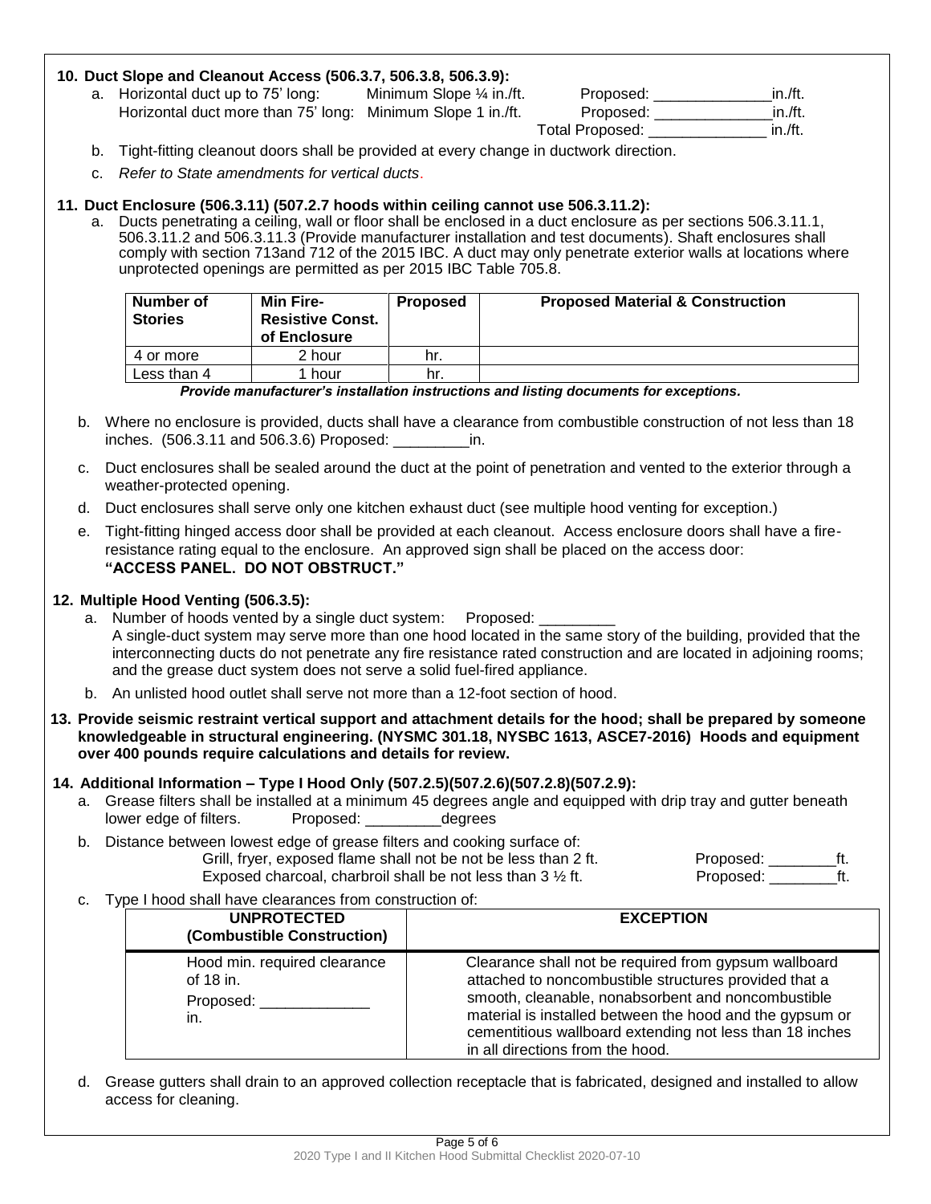**10. Duct Slope and Cleanout Access (506.3.7, 506.3.8, 506.3.9):**

a. Horizontal duct up to 75' long: Minimum Slope ¼ in./ft. Proposed: ______________in./ft.
Horizontal duct more than 75' long: Minimum Slope 1 in./ft. Proposed: ______________in./ft.
Total Proposed: ______________ in./ft.

b. Tight-fitting cleanout doors shall be provided at every change in ductwork direction.

c. *Refer to State amendments for vertical ducts*.

**11. Duct Enclosure (506.3.11) (507.2.7 hoods within ceiling cannot use 506.3.11.2):**

a. Ducts penetrating a ceiling, wall or floor shall be enclosed in a duct enclosure as per sections 506.3.11.1, 506.3.11.2 and 506.3.11.3 (Provide manufacturer installation and test documents). Shaft enclosures shall comply with section 713and 712 of the 2015 IBC. A duct may only penetrate exterior walls at locations where unprotected openings are permitted as per 2015 IBC Table 705.8.

| Number of Stories | Min Fire-Resistive Const. of Enclosure | Proposed | Proposed Material & Construction |
|---|---|---|---|
| 4 or more | 2 hour | hr. | |
| Less than 4 | 1 hour | hr. | |

***Provide manufacturer's installation instructions and listing documents for exceptions.***

b. Where no enclosure is provided, ducts shall have a clearance from combustible construction of not less than 18 inches. (506.3.11 and 506.3.6) Proposed: _________in.

c. Duct enclosures shall be sealed around the duct at the point of penetration and vented to the exterior through a weather-protected opening.

d. Duct enclosures shall serve only one kitchen exhaust duct (see multiple hood venting for exception.)

e. Tight-fitting hinged access door shall be provided at each cleanout. Access enclosure doors shall have a fire-resistance rating equal to the enclosure. An approved sign shall be placed on the access door: **"ACCESS PANEL. DO NOT OBSTRUCT."**

**12. Multiple Hood Venting (506.3.5):**

a. Number of hoods vented by a single duct system: Proposed: _________
A single-duct system may serve more than one hood located in the same story of the building, provided that the interconnecting ducts do not penetrate any fire resistance rated construction and are located in adjoining rooms; and the grease duct system does not serve a solid fuel-fired appliance.

b. An unlisted hood outlet shall serve not more than a 12-foot section of hood.

**13. Provide seismic restraint vertical support and attachment details for the hood; shall be prepared by someone knowledgeable in structural engineering. (NYSMC 301.18, NYSBC 1613, ASCE7-2016) Hoods and equipment over 400 pounds require calculations and details for review.**

**14. Additional Information – Type I Hood Only (507.2.5)(507.2.6)(507.2.8)(507.2.9):**

a. Grease filters shall be installed at a minimum 45 degrees angle and equipped with drip tray and gutter beneath lower edge of filters. Proposed: _________degrees

b. Distance between lowest edge of grease filters and cooking surface of:
Grill, fryer, exposed flame shall not be not be less than 2 ft. Proposed: ________ft.
Exposed charcoal, charbroil shall be not less than 3 ½ ft. Proposed: ________ft.

c. Type I hood shall have clearances from construction of:

| UNPROTECTED (Combustible Construction) | EXCEPTION |
|---|---|
| Hood min. required clearance of 18 in. Proposed: _____________ in. | Clearance shall not be required from gypsum wallboard attached to noncombustible structures provided that a smooth, cleanable, nonabsorbent and noncombustible material is installed between the hood and the gypsum or cementitious wallboard extending not less than 18 inches in all directions from the hood. |

d. Grease gutters shall drain to an approved collection receptacle that is fabricated, designed and installed to allow access for cleaning.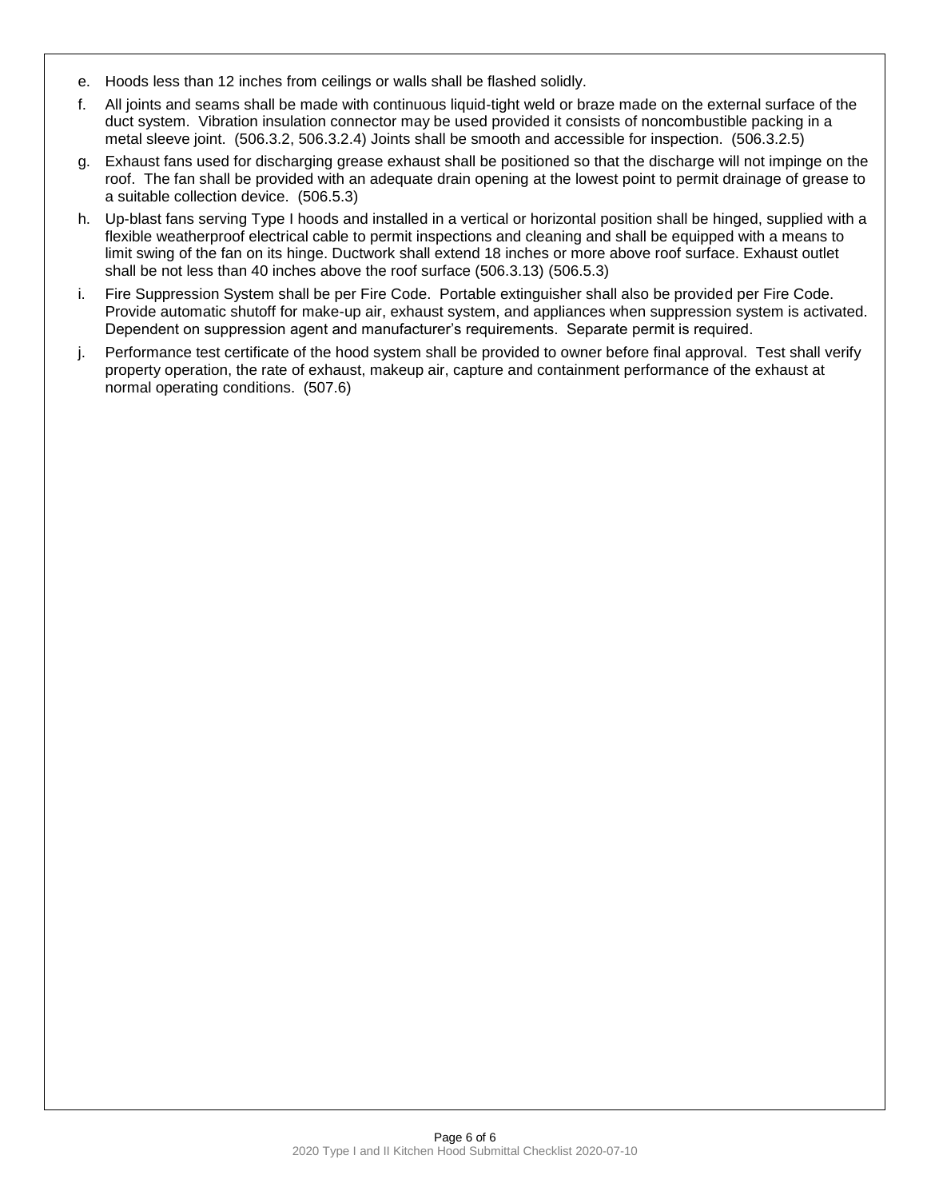e. Hoods less than 12 inches from ceilings or walls shall be flashed solidly.

f. All joints and seams shall be made with continuous liquid-tight weld or braze made on the external surface of the duct system. Vibration insulation connector may be used provided it consists of noncombustible packing in a metal sleeve joint. (506.3.2, 506.3.2.4) Joints shall be smooth and accessible for inspection. (506.3.2.5)

g. Exhaust fans used for discharging grease exhaust shall be positioned so that the discharge will not impinge on the roof. The fan shall be provided with an adequate drain opening at the lowest point to permit drainage of grease to a suitable collection device. (506.5.3)

h. Up-blast fans serving Type I hoods and installed in a vertical or horizontal position shall be hinged, supplied with a flexible weatherproof electrical cable to permit inspections and cleaning and shall be equipped with a means to limit swing of the fan on its hinge. Ductwork shall extend 18 inches or more above roof surface. Exhaust outlet shall be not less than 40 inches above the roof surface (506.3.13) (506.5.3)

i. Fire Suppression System shall be per Fire Code. Portable extinguisher shall also be provided per Fire Code. Provide automatic shutoff for make-up air, exhaust system, and appliances when suppression system is activated. Dependent on suppression agent and manufacturer's requirements. Separate permit is required.

j. Performance test certificate of the hood system shall be provided to owner before final approval. Test shall verify property operation, the rate of exhaust, makeup air, capture and containment performance of the exhaust at normal operating conditions. (507.6)